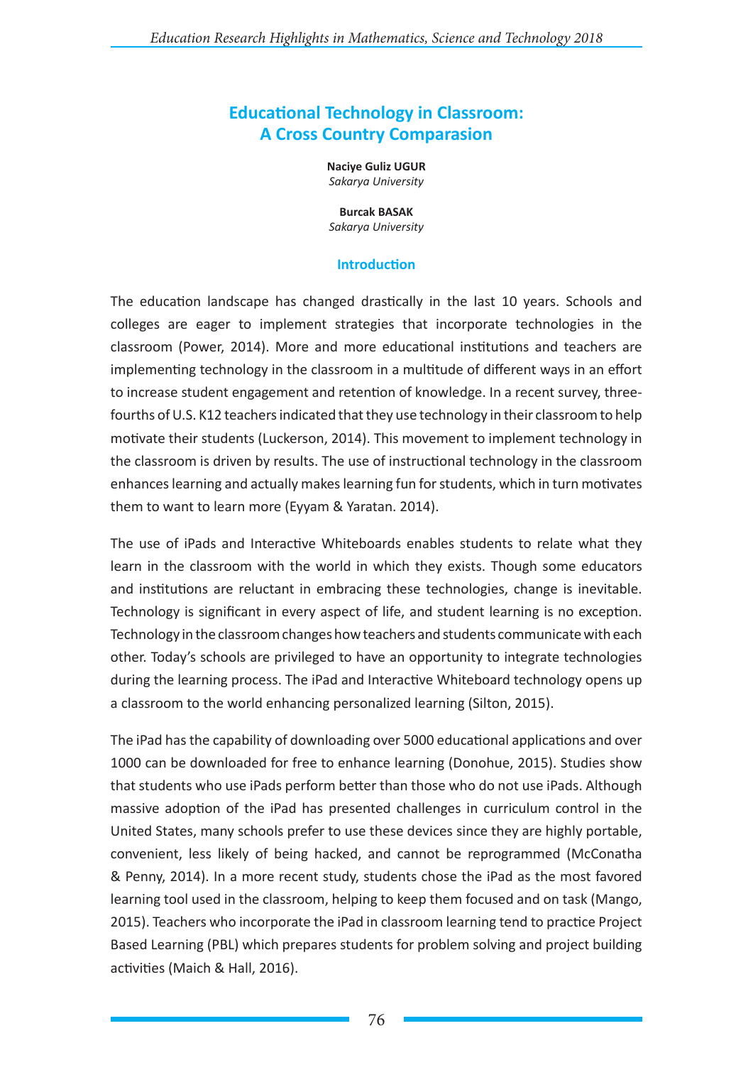# Educational Technology in Classroom: A Cross Country Comparasion

**Naciye Guliz UGUR**
*Sakarya University*

**Burcak BASAK**
*Sakarya University*

## Introduction

The education landscape has changed drastically in the last 10 years. Schools and colleges are eager to implement strategies that incorporate technologies in the classroom (Power, 2014). More and more educational institutions and teachers are implementing technology in the classroom in a multitude of different ways in an effort to increase student engagement and retention of knowledge. In a recent survey, three-fourths of U.S. K12 teachers indicated that they use technology in their classroom to help motivate their students (Luckerson, 2014). This movement to implement technology in the classroom is driven by results. The use of instructional technology in the classroom enhances learning and actually makes learning fun for students, which in turn motivates them to want to learn more (Eyyam & Yaratan. 2014).

The use of iPads and Interactive Whiteboards enables students to relate what they learn in the classroom with the world in which they exists. Though some educators and institutions are reluctant in embracing these technologies, change is inevitable. Technology is significant in every aspect of life, and student learning is no exception. Technology in the classroom changes how teachers and students communicate with each other. Today's schools are privileged to have an opportunity to integrate technologies during the learning process. The iPad and Interactive Whiteboard technology opens up a classroom to the world enhancing personalized learning (Silton, 2015).

The iPad has the capability of downloading over 5000 educational applications and over 1000 can be downloaded for free to enhance learning (Donohue, 2015). Studies show that students who use iPads perform better than those who do not use iPads. Although massive adoption of the iPad has presented challenges in curriculum control in the United States, many schools prefer to use these devices since they are highly portable, convenient, less likely of being hacked, and cannot be reprogrammed (McConatha & Penny, 2014). In a more recent study, students chose the iPad as the most favored learning tool used in the classroom, helping to keep them focused and on task (Mango, 2015). Teachers who incorporate the iPad in classroom learning tend to practice Project Based Learning (PBL) which prepares students for problem solving and project building activities (Maich & Hall, 2016).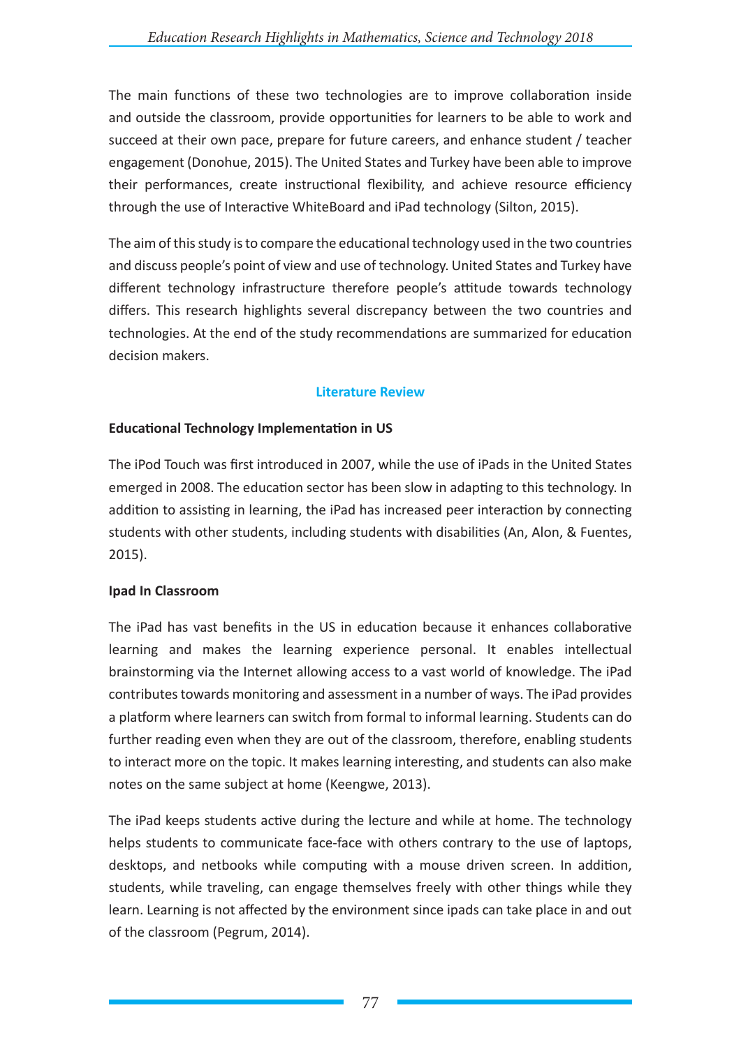The main functions of these two technologies are to improve collaboration inside and outside the classroom, provide opportunities for learners to be able to work and succeed at their own pace, prepare for future careers, and enhance student / teacher engagement (Donohue, 2015). The United States and Turkey have been able to improve their performances, create instructional flexibility, and achieve resource efficiency through the use of Interactive WhiteBoard and iPad technology (Silton, 2015).

The aim of this study is to compare the educational technology used in the two countries and discuss people's point of view and use of technology. United States and Turkey have different technology infrastructure therefore people's attitude towards technology differs. This research highlights several discrepancy between the two countries and technologies. At the end of the study recommendations are summarized for education decision makers.

## Literature Review

### Educational Technology Implementation in US

The iPod Touch was first introduced in 2007, while the use of iPads in the United States emerged in 2008. The education sector has been slow in adapting to this technology. In addition to assisting in learning, the iPad has increased peer interaction by connecting students with other students, including students with disabilities (An, Alon, & Fuentes, 2015).

### Ipad In Classroom

The iPad has vast benefits in the US in education because it enhances collaborative learning and makes the learning experience personal. It enables intellectual brainstorming via the Internet allowing access to a vast world of knowledge. The iPad contributes towards monitoring and assessment in a number of ways. The iPad provides a platform where learners can switch from formal to informal learning. Students can do further reading even when they are out of the classroom, therefore, enabling students to interact more on the topic. It makes learning interesting, and students can also make notes on the same subject at home (Keengwe, 2013).

The iPad keeps students active during the lecture and while at home. The technology helps students to communicate face-face with others contrary to the use of laptops, desktops, and netbooks while computing with a mouse driven screen. In addition, students, while traveling, can engage themselves freely with other things while they learn. Learning is not affected by the environment since ipads can take place in and out of the classroom (Pegrum, 2014).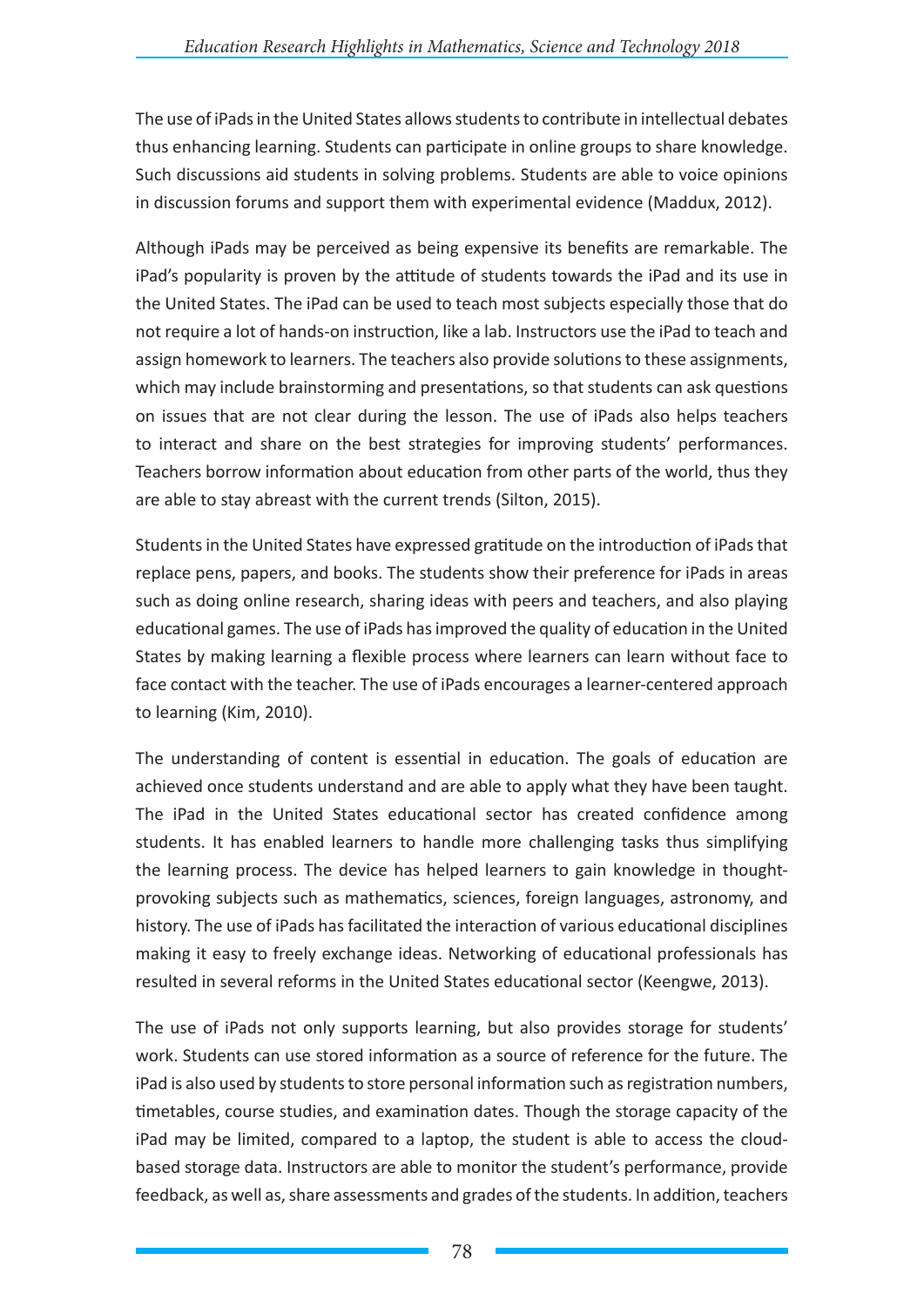The use of iPads in the United States allows students to contribute in intellectual debates thus enhancing learning. Students can participate in online groups to share knowledge. Such discussions aid students in solving problems. Students are able to voice opinions in discussion forums and support them with experimental evidence (Maddux, 2012).

Although iPads may be perceived as being expensive its benefits are remarkable. The iPad's popularity is proven by the attitude of students towards the iPad and its use in the United States. The iPad can be used to teach most subjects especially those that do not require a lot of hands-on instruction, like a lab. Instructors use the iPad to teach and assign homework to learners. The teachers also provide solutions to these assignments, which may include brainstorming and presentations, so that students can ask questions on issues that are not clear during the lesson. The use of iPads also helps teachers to interact and share on the best strategies for improving students' performances. Teachers borrow information about education from other parts of the world, thus they are able to stay abreast with the current trends (Silton, 2015).

Students in the United States have expressed gratitude on the introduction of iPads that replace pens, papers, and books. The students show their preference for iPads in areas such as doing online research, sharing ideas with peers and teachers, and also playing educational games. The use of iPads has improved the quality of education in the United States by making learning a flexible process where learners can learn without face to face contact with the teacher. The use of iPads encourages a learner-centered approach to learning (Kim, 2010).

The understanding of content is essential in education. The goals of education are achieved once students understand and are able to apply what they have been taught. The iPad in the United States educational sector has created confidence among students. It has enabled learners to handle more challenging tasks thus simplifying the learning process. The device has helped learners to gain knowledge in thought-provoking subjects such as mathematics, sciences, foreign languages, astronomy, and history. The use of iPads has facilitated the interaction of various educational disciplines making it easy to freely exchange ideas. Networking of educational professionals has resulted in several reforms in the United States educational sector (Keengwe, 2013).

The use of iPads not only supports learning, but also provides storage for students' work. Students can use stored information as a source of reference for the future. The iPad is also used by students to store personal information such as registration numbers, timetables, course studies, and examination dates. Though the storage capacity of the iPad may be limited, compared to a laptop, the student is able to access the cloud-based storage data. Instructors are able to monitor the student's performance, provide feedback, as well as, share assessments and grades of the students. In addition, teachers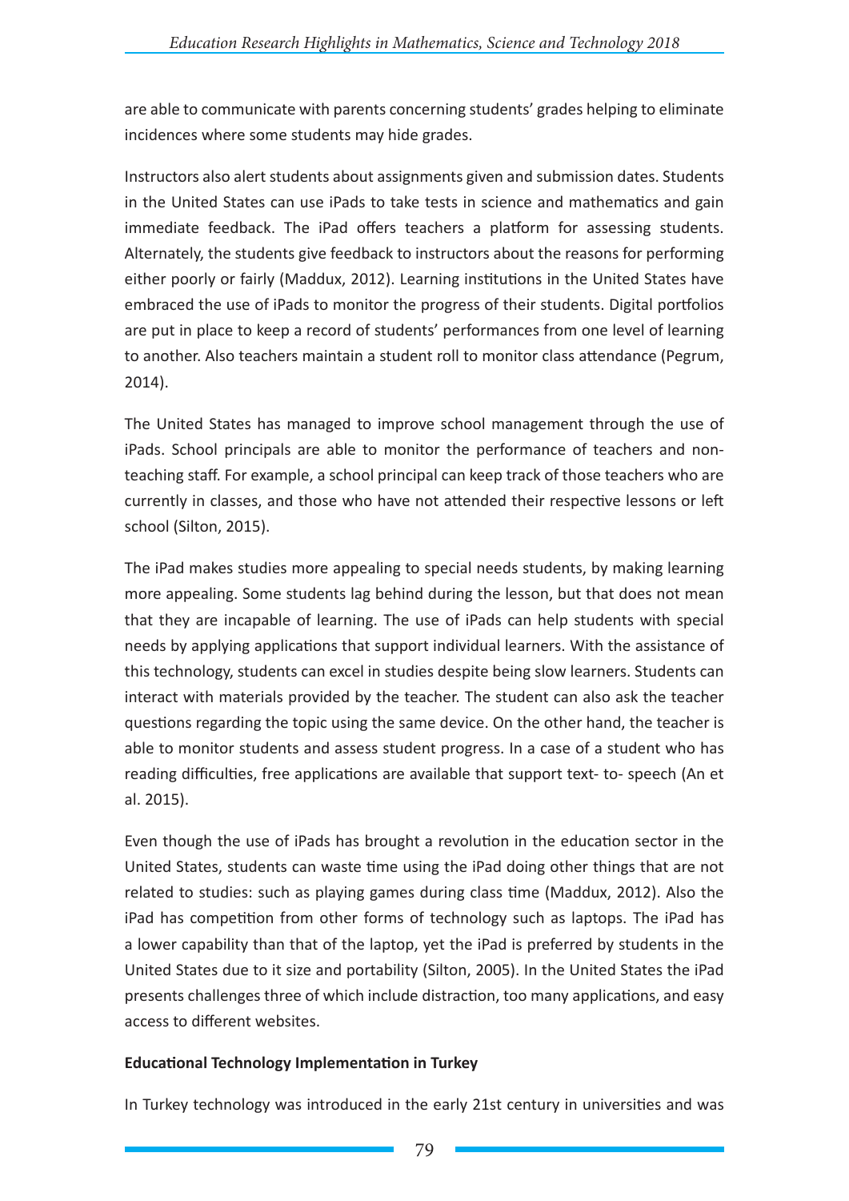are able to communicate with parents concerning students' grades helping to eliminate incidences where some students may hide grades.

Instructors also alert students about assignments given and submission dates. Students in the United States can use iPads to take tests in science and mathematics and gain immediate feedback. The iPad offers teachers a platform for assessing students. Alternately, the students give feedback to instructors about the reasons for performing either poorly or fairly (Maddux, 2012). Learning institutions in the United States have embraced the use of iPads to monitor the progress of their students. Digital portfolios are put in place to keep a record of students' performances from one level of learning to another. Also teachers maintain a student roll to monitor class attendance (Pegrum, 2014).

The United States has managed to improve school management through the use of iPads. School principals are able to monitor the performance of teachers and non-teaching staff. For example, a school principal can keep track of those teachers who are currently in classes, and those who have not attended their respective lessons or left school (Silton, 2015).

The iPad makes studies more appealing to special needs students, by making learning more appealing. Some students lag behind during the lesson, but that does not mean that they are incapable of learning. The use of iPads can help students with special needs by applying applications that support individual learners. With the assistance of this technology, students can excel in studies despite being slow learners. Students can interact with materials provided by the teacher. The student can also ask the teacher questions regarding the topic using the same device. On the other hand, the teacher is able to monitor students and assess student progress. In a case of a student who has reading difficulties, free applications are available that support text- to- speech (An et al. 2015).

Even though the use of iPads has brought a revolution in the education sector in the United States, students can waste time using the iPad doing other things that are not related to studies: such as playing games during class time (Maddux, 2012). Also the iPad has competition from other forms of technology such as laptops. The iPad has a lower capability than that of the laptop, yet the iPad is preferred by students in the United States due to it size and portability (Silton, 2005). In the United States the iPad presents challenges three of which include distraction, too many applications, and easy access to different websites.

**Educational Technology Implementation in Turkey**

In Turkey technology was introduced in the early 21st century in universities and was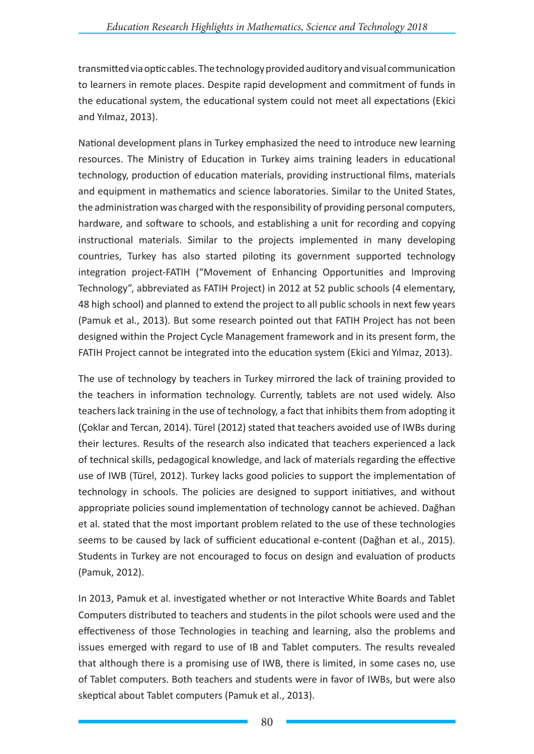transmitted via optic cables. The technology provided auditory and visual communication to learners in remote places. Despite rapid development and commitment of funds in the educational system, the educational system could not meet all expectations (Ekici and Yılmaz, 2013).

National development plans in Turkey emphasized the need to introduce new learning resources. The Ministry of Education in Turkey aims training leaders in educational technology, production of education materials, providing instructional films, materials and equipment in mathematics and science laboratories. Similar to the United States, the administration was charged with the responsibility of providing personal computers, hardware, and software to schools, and establishing a unit for recording and copying instructional materials. Similar to the projects implemented in many developing countries, Turkey has also started piloting its government supported technology integration project-FATIH ("Movement of Enhancing Opportunities and Improving Technology", abbreviated as FATIH Project) in 2012 at 52 public schools (4 elementary, 48 high school) and planned to extend the project to all public schools in next few years (Pamuk et al., 2013). But some research pointed out that FATIH Project has not been designed within the Project Cycle Management framework and in its present form, the FATIH Project cannot be integrated into the education system (Ekici and Yılmaz, 2013).

The use of technology by teachers in Turkey mirrored the lack of training provided to the teachers in information technology. Currently, tablets are not used widely. Also teachers lack training in the use of technology, a fact that inhibits them from adopting it (Çoklar and Tercan, 2014). Türel (2012) stated that teachers avoided use of IWBs during their lectures. Results of the research also indicated that teachers experienced a lack of technical skills, pedagogical knowledge, and lack of materials regarding the effective use of IWB (Türel, 2012). Turkey lacks good policies to support the implementation of technology in schools. The policies are designed to support initiatives, and without appropriate policies sound implementation of technology cannot be achieved. Dağhan et al. stated that the most important problem related to the use of these technologies seems to be caused by lack of sufficient educational e-content (Dağhan et al., 2015). Students in Turkey are not encouraged to focus on design and evaluation of products (Pamuk, 2012).

In 2013, Pamuk et al. investigated whether or not Interactive White Boards and Tablet Computers distributed to teachers and students in the pilot schools were used and the effectiveness of those Technologies in teaching and learning, also the problems and issues emerged with regard to use of IB and Tablet computers. The results revealed that although there is a promising use of IWB, there is limited, in some cases no, use of Tablet computers. Both teachers and students were in favor of IWBs, but were also skeptical about Tablet computers (Pamuk et al., 2013).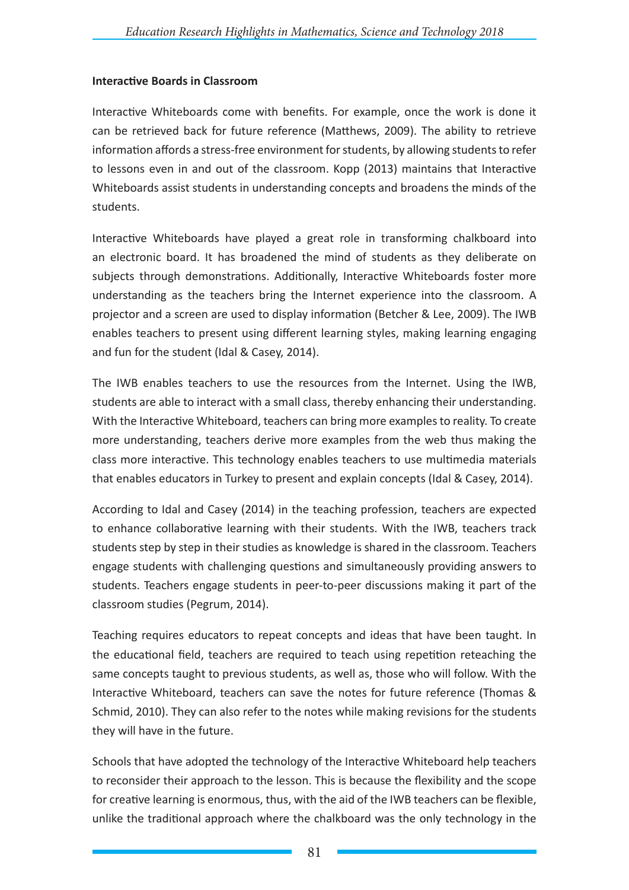**Interactive Boards in Classroom**

Interactive Whiteboards come with benefits. For example, once the work is done it can be retrieved back for future reference (Matthews, 2009). The ability to retrieve information affords a stress-free environment for students, by allowing students to refer to lessons even in and out of the classroom. Kopp (2013) maintains that Interactive Whiteboards assist students in understanding concepts and broadens the minds of the students.

Interactive Whiteboards have played a great role in transforming chalkboard into an electronic board. It has broadened the mind of students as they deliberate on subjects through demonstrations. Additionally, Interactive Whiteboards foster more understanding as the teachers bring the Internet experience into the classroom. A projector and a screen are used to display information (Betcher & Lee, 2009). The IWB enables teachers to present using different learning styles, making learning engaging and fun for the student (Idal & Casey, 2014).

The IWB enables teachers to use the resources from the Internet. Using the IWB, students are able to interact with a small class, thereby enhancing their understanding. With the Interactive Whiteboard, teachers can bring more examples to reality. To create more understanding, teachers derive more examples from the web thus making the class more interactive. This technology enables teachers to use multimedia materials that enables educators in Turkey to present and explain concepts (Idal & Casey, 2014).

According to Idal and Casey (2014) in the teaching profession, teachers are expected to enhance collaborative learning with their students. With the IWB, teachers track students step by step in their studies as knowledge is shared in the classroom. Teachers engage students with challenging questions and simultaneously providing answers to students. Teachers engage students in peer-to-peer discussions making it part of the classroom studies (Pegrum, 2014).

Teaching requires educators to repeat concepts and ideas that have been taught. In the educational field, teachers are required to teach using repetition reteaching the same concepts taught to previous students, as well as, those who will follow. With the Interactive Whiteboard, teachers can save the notes for future reference (Thomas & Schmid, 2010). They can also refer to the notes while making revisions for the students they will have in the future.

Schools that have adopted the technology of the Interactive Whiteboard help teachers to reconsider their approach to the lesson. This is because the flexibility and the scope for creative learning is enormous, thus, with the aid of the IWB teachers can be flexible, unlike the traditional approach where the chalkboard was the only technology in the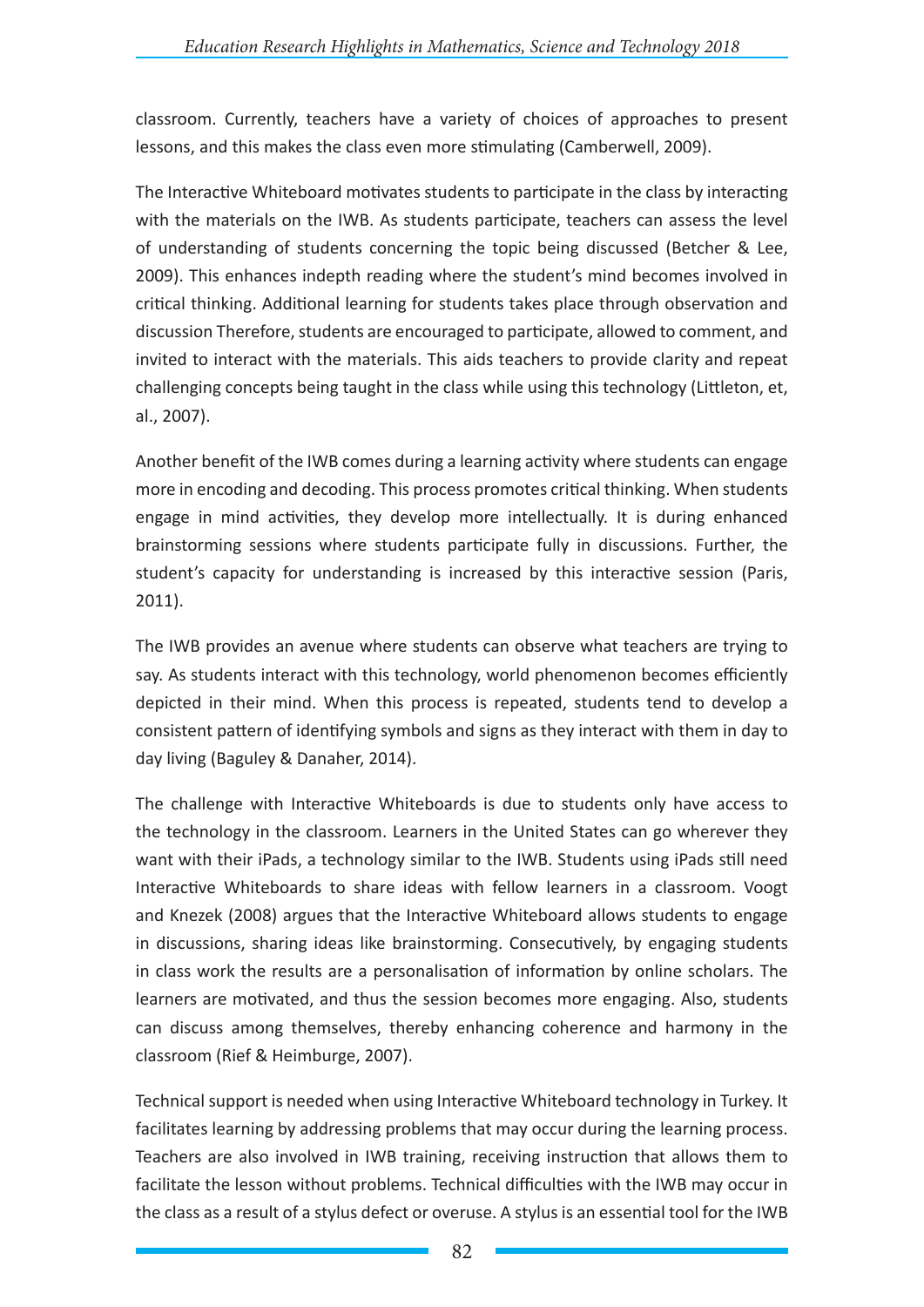classroom. Currently, teachers have a variety of choices of approaches to present lessons, and this makes the class even more stimulating (Camberwell, 2009).

The Interactive Whiteboard motivates students to participate in the class by interacting with the materials on the IWB. As students participate, teachers can assess the level of understanding of students concerning the topic being discussed (Betcher & Lee, 2009). This enhances indepth reading where the student's mind becomes involved in critical thinking. Additional learning for students takes place through observation and discussion Therefore, students are encouraged to participate, allowed to comment, and invited to interact with the materials. This aids teachers to provide clarity and repeat challenging concepts being taught in the class while using this technology (Littleton, et, al., 2007).

Another benefit of the IWB comes during a learning activity where students can engage more in encoding and decoding. This process promotes critical thinking. When students engage in mind activities, they develop more intellectually. It is during enhanced brainstorming sessions where students participate fully in discussions. Further, the student's capacity for understanding is increased by this interactive session (Paris, 2011).

The IWB provides an avenue where students can observe what teachers are trying to say. As students interact with this technology, world phenomenon becomes efficiently depicted in their mind. When this process is repeated, students tend to develop a consistent pattern of identifying symbols and signs as they interact with them in day to day living (Baguley & Danaher, 2014).

The challenge with Interactive Whiteboards is due to students only have access to the technology in the classroom. Learners in the United States can go wherever they want with their iPads, a technology similar to the IWB. Students using iPads still need Interactive Whiteboards to share ideas with fellow learners in a classroom. Voogt and Knezek (2008) argues that the Interactive Whiteboard allows students to engage in discussions, sharing ideas like brainstorming. Consecutively, by engaging students in class work the results are a personalisation of information by online scholars. The learners are motivated, and thus the session becomes more engaging. Also, students can discuss among themselves, thereby enhancing coherence and harmony in the classroom (Rief & Heimburge, 2007).

Technical support is needed when using Interactive Whiteboard technology in Turkey. It facilitates learning by addressing problems that may occur during the learning process. Teachers are also involved in IWB training, receiving instruction that allows them to facilitate the lesson without problems. Technical difficulties with the IWB may occur in the class as a result of a stylus defect or overuse. A stylus is an essential tool for the IWB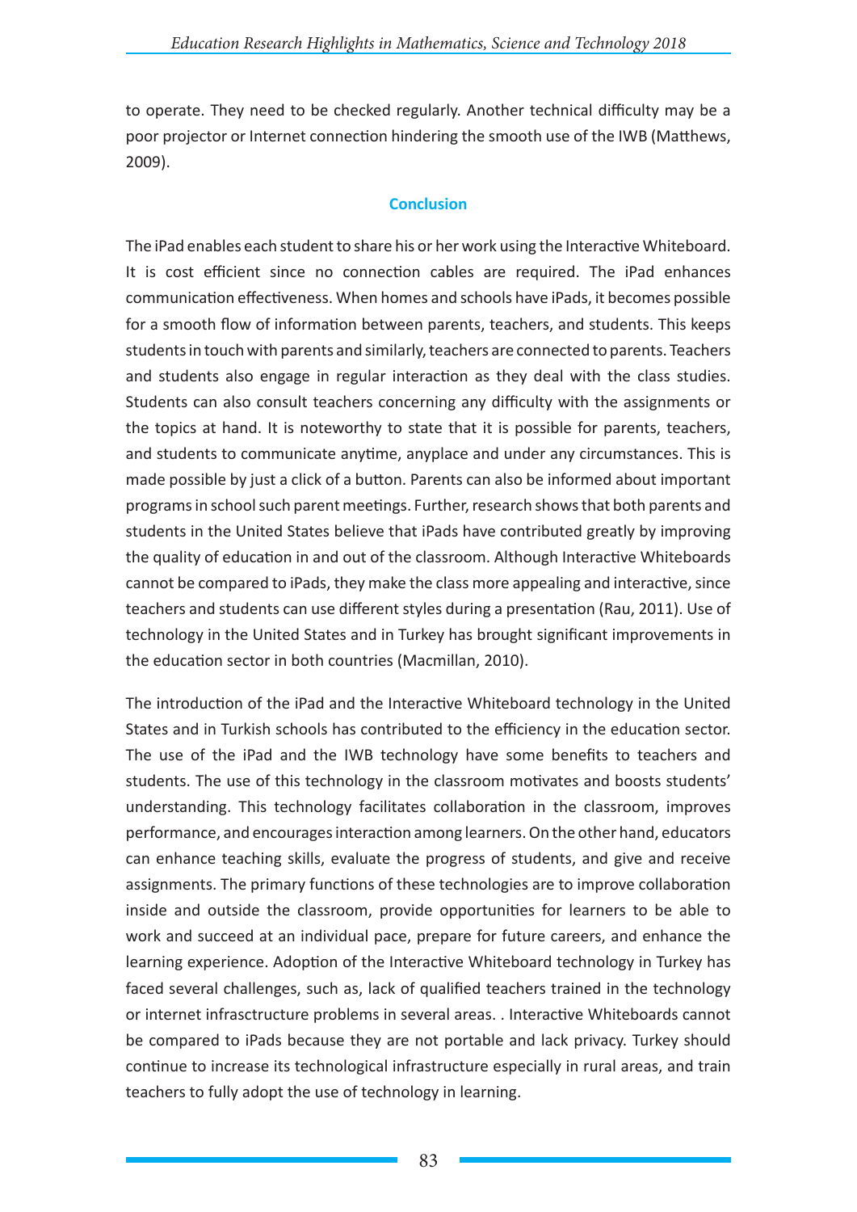to operate. They need to be checked regularly. Another technical difficulty may be a poor projector or Internet connection hindering the smooth use of the IWB (Matthews, 2009).

## Conclusion

The iPad enables each student to share his or her work using the Interactive Whiteboard. It is cost efficient since no connection cables are required. The iPad enhances communication effectiveness. When homes and schools have iPads, it becomes possible for a smooth flow of information between parents, teachers, and students. This keeps students in touch with parents and similarly, teachers are connected to parents. Teachers and students also engage in regular interaction as they deal with the class studies. Students can also consult teachers concerning any difficulty with the assignments or the topics at hand. It is noteworthy to state that it is possible for parents, teachers, and students to communicate anytime, anyplace and under any circumstances. This is made possible by just a click of a button. Parents can also be informed about important programs in school such parent meetings. Further, research shows that both parents and students in the United States believe that iPads have contributed greatly by improving the quality of education in and out of the classroom. Although Interactive Whiteboards cannot be compared to iPads, they make the class more appealing and interactive, since teachers and students can use different styles during a presentation (Rau, 2011). Use of technology in the United States and in Turkey has brought significant improvements in the education sector in both countries (Macmillan, 2010).

The introduction of the iPad and the Interactive Whiteboard technology in the United States and in Turkish schools has contributed to the efficiency in the education sector. The use of the iPad and the IWB technology have some benefits to teachers and students. The use of this technology in the classroom motivates and boosts students' understanding. This technology facilitates collaboration in the classroom, improves performance, and encourages interaction among learners. On the other hand, educators can enhance teaching skills, evaluate the progress of students, and give and receive assignments. The primary functions of these technologies are to improve collaboration inside and outside the classroom, provide opportunities for learners to be able to work and succeed at an individual pace, prepare for future careers, and enhance the learning experience. Adoption of the Interactive Whiteboard technology in Turkey has faced several challenges, such as, lack of qualified teachers trained in the technology or internet infrasctructure problems in several areas. . Interactive Whiteboards cannot be compared to iPads because they are not portable and lack privacy. Turkey should continue to increase its technological infrastructure especially in rural areas, and train teachers to fully adopt the use of technology in learning.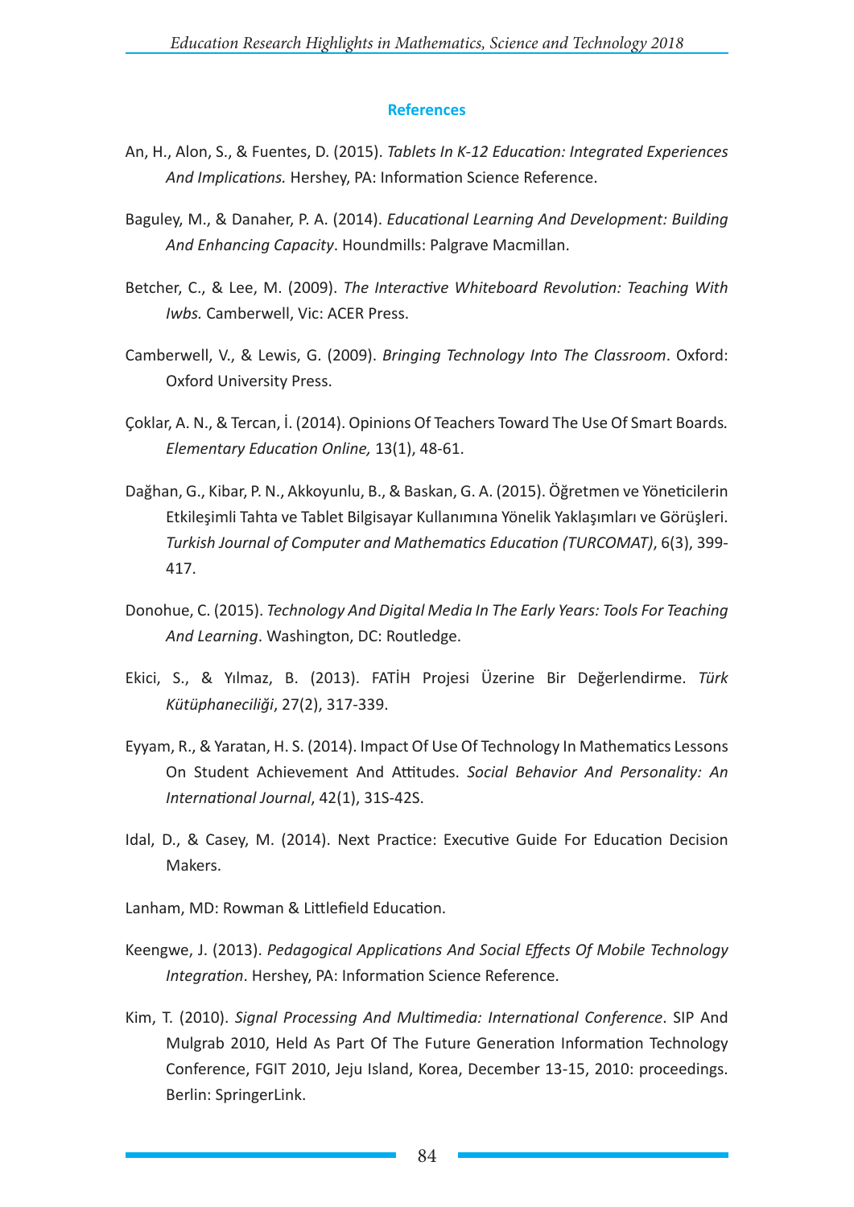## References

An, H., Alon, S., & Fuentes, D. (2015). *Tablets In K-12 Education: Integrated Experiences And Implications.* Hershey, PA: Information Science Reference.

Baguley, M., & Danaher, P. A. (2014). *Educational Learning And Development: Building And Enhancing Capacity*. Houndmills: Palgrave Macmillan.

Betcher, C., & Lee, M. (2009). *The Interactive Whiteboard Revolution: Teaching With Iwbs.* Camberwell, Vic: ACER Press.

Camberwell, V., & Lewis, G. (2009). *Bringing Technology Into The Classroom*. Oxford: Oxford University Press.

Çoklar, A. N., & Tercan, İ. (2014). Opinions Of Teachers Toward The Use Of Smart Boards. *Elementary Education Online,* 13(1), 48-61.

Dağhan, G., Kibar, P. N., Akkoyunlu, B., & Baskan, G. A. (2015). Öğretmen ve Yöneticilerin Etkileşimli Tahta ve Tablet Bilgisayar Kullanımına Yönelik Yaklaşımları ve Görüşleri. *Turkish Journal of Computer and Mathematics Education (TURCOMAT)*, 6(3), 399-417.

Donohue, C. (2015). *Technology And Digital Media In The Early Years: Tools For Teaching And Learning*. Washington, DC: Routledge.

Ekici, S., & Yılmaz, B. (2013). FATİH Projesi Üzerine Bir Değerlendirme. *Türk Kütüphaneciliği*, 27(2), 317-339.

Eyyam, R., & Yaratan, H. S. (2014). Impact Of Use Of Technology In Mathematics Lessons On Student Achievement And Attitudes. *Social Behavior And Personality: An International Journal*, 42(1), 31S-42S.

Idal, D., & Casey, M. (2014). Next Practice: Executive Guide For Education Decision Makers.

Lanham, MD: Rowman & Littlefield Education.

Keengwe, J. (2013). *Pedagogical Applications And Social Effects Of Mobile Technology Integration*. Hershey, PA: Information Science Reference.

Kim, T. (2010). *Signal Processing And Multimedia: International Conference*. SIP And Mulgrab 2010, Held As Part Of The Future Generation Information Technology Conference, FGIT 2010, Jeju Island, Korea, December 13-15, 2010: proceedings. Berlin: SpringerLink.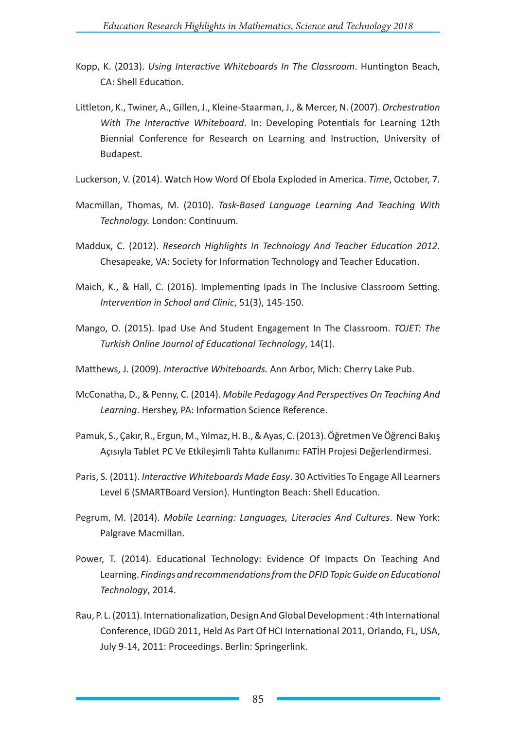Kopp, K. (2013). *Using Interactive Whiteboards In The Classroom*. Huntington Beach, CA: Shell Education.

Littleton, K., Twiner, A., Gillen, J., Kleine-Staarman, J., & Mercer, N. (2007). *Orchestration With The Interactive Whiteboard*. In: Developing Potentials for Learning 12th Biennial Conference for Research on Learning and Instruction, University of Budapest.

Luckerson, V. (2014). Watch How Word Of Ebola Exploded in America. *Time*, October, 7.

Macmillan, Thomas, M. (2010). *Task-Based Language Learning And Teaching With Technology.* London: Continuum.

Maddux, C. (2012). *Research Highlights In Technology And Teacher Education 2012*. Chesapeake, VA: Society for Information Technology and Teacher Education.

Maich, K., & Hall, C. (2016). Implementing Ipads In The Inclusive Classroom Setting. *Intervention in School and Clinic*, 51(3), 145-150.

Mango, O. (2015). Ipad Use And Student Engagement In The Classroom. *TOJET: The Turkish Online Journal of Educational Technology*, 14(1).

Matthews, J. (2009). *Interactive Whiteboards.* Ann Arbor, Mich: Cherry Lake Pub.

McConatha, D., & Penny, C. (2014). *Mobile Pedagogy And Perspectives On Teaching And Learning*. Hershey, PA: Information Science Reference.

Pamuk, S., Çakır, R., Ergun, M., Yılmaz, H. B., & Ayas, C. (2013). Öğretmen Ve Öğrenci Bakış Açısıyla Tablet PC Ve Etkileşimli Tahta Kullanımı: FATİH Projesi Değerlendirmesi.

Paris, S. (2011). *Interactive Whiteboards Made Easy*. 30 Activities To Engage All Learners Level 6 (SMARTBoard Version). Huntington Beach: Shell Education.

Pegrum, M. (2014). *Mobile Learning: Languages, Literacies And Cultures*. New York: Palgrave Macmillan.

Power, T. (2014). Educational Technology: Evidence Of Impacts On Teaching And Learning. *Findings and recommendations from the DFID Topic Guide on Educational Technology*, 2014.

Rau, P. L. (2011). Internationalization, Design And Global Development : 4th International Conference, IDGD 2011, Held As Part Of HCI International 2011, Orlando, FL, USA, July 9-14, 2011: Proceedings. Berlin: Springerlink.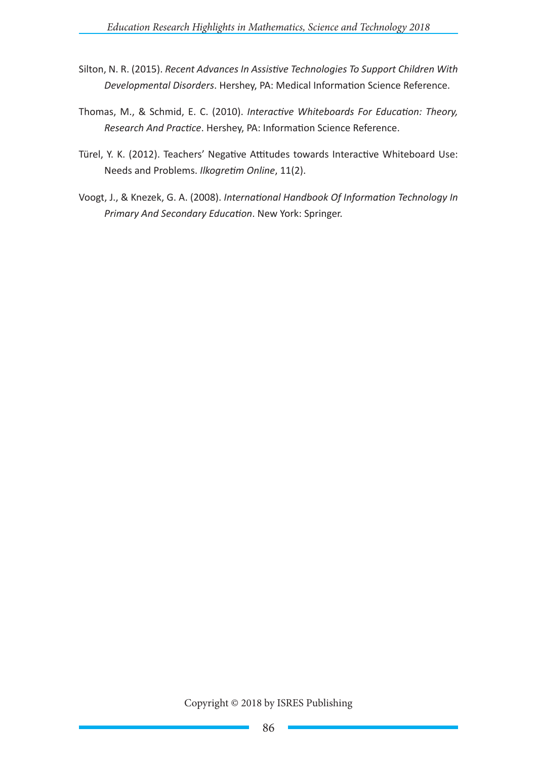Silton, N. R. (2015). *Recent Advances In Assistive Technologies To Support Children With Developmental Disorders*. Hershey, PA: Medical Information Science Reference.

Thomas, M., & Schmid, E. C. (2010). *Interactive Whiteboards For Education: Theory, Research And Practice*. Hershey, PA: Information Science Reference.

Türel, Y. K. (2012). Teachers' Negative Attitudes towards Interactive Whiteboard Use: Needs and Problems. *Ilkogretim Online*, 11(2).

Voogt, J., & Knezek, G. A. (2008). *International Handbook Of Information Technology In Primary And Secondary Education*. New York: Springer.